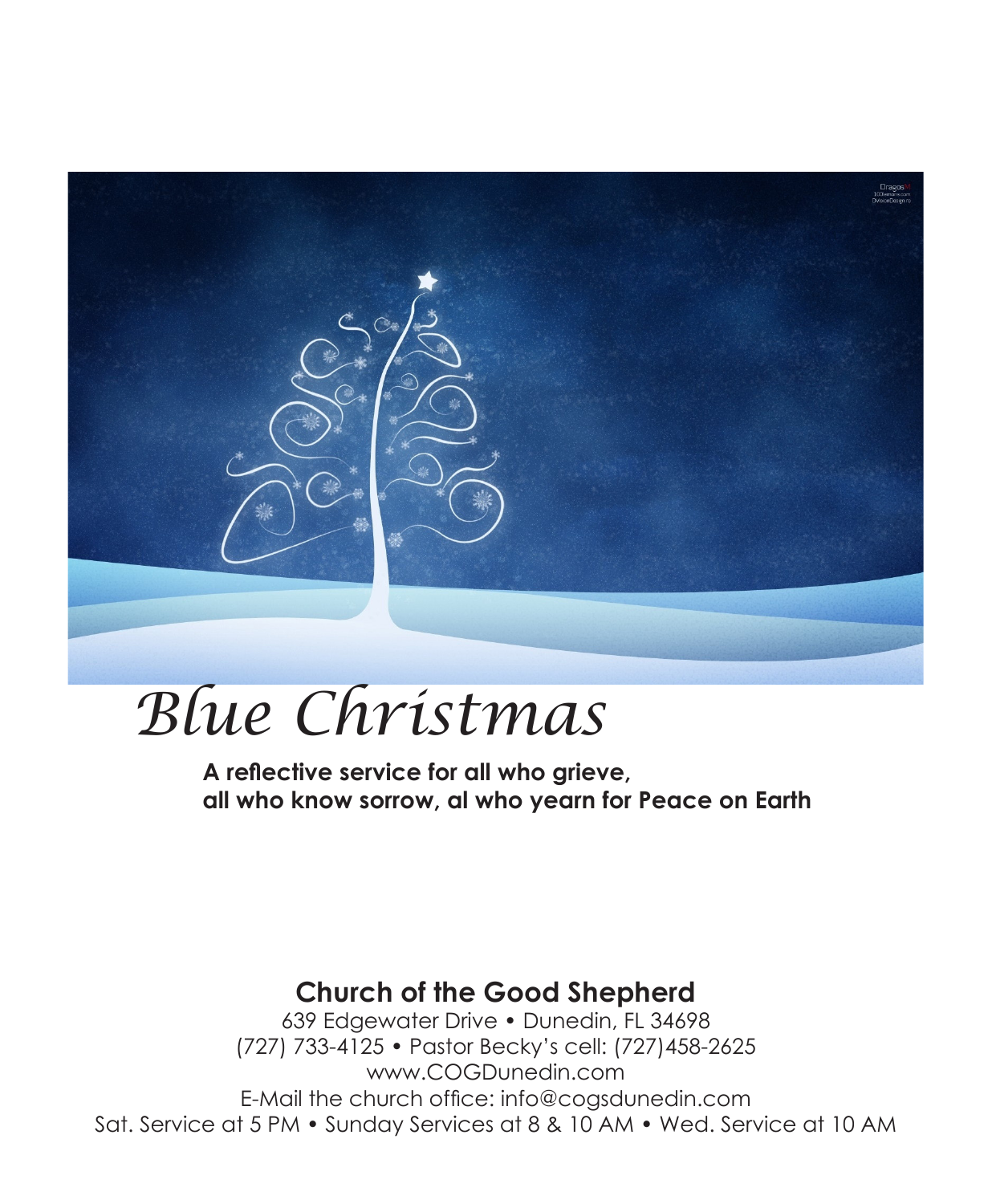# *Blue Christmas*

**A reflective service for all who grieve,**
**all who know sorrow, al who yearn for Peace on Earth**

## Church of the Good Shepherd

639 Edgewater Drive • Dunedin, FL 34698
(727) 733-4125 • Pastor Becky's cell: (727)458-2625
www.COGDunedin.com
E-Mail the church office: info@cogsdunedin.com
Sat. Service at 5 PM • Sunday Services at 8 & 10 AM • Wed. Service at 10 AM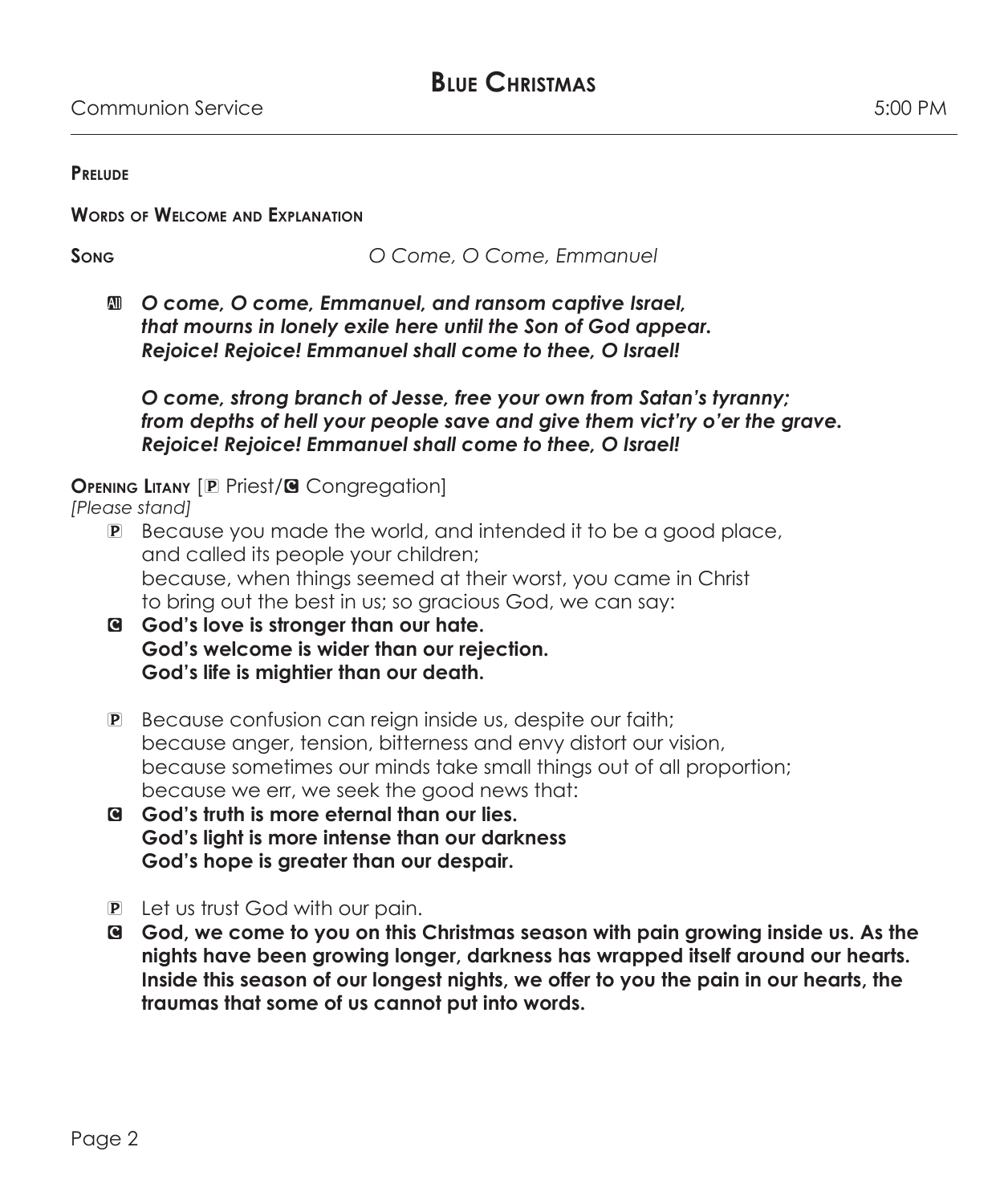# Blue Christmas

Communion Service 5:00 PM

**Prelude**

**Words of Welcome and Explanation**

**Song** *O Come, O Come, Emmanuel*

All ***O come, O come, Emmanuel, and ransom captive Israel,***
***that mourns in lonely exile here until the Son of God appear.***
***Rejoice! Rejoice! Emmanuel shall come to thee, O Israel!***

***O come, strong branch of Jesse, free your own from Satan's tyranny;***
***from depths of hell your people save and give them vict'ry o'er the grave.***
***Rejoice! Rejoice! Emmanuel shall come to thee, O Israel!***

**Opening Litany** [P Priest/C Congregation]
*[Please stand]*

P Because you made the world, and intended it to be a good place,
and called its people your children;
because, when things seemed at their worst, you came in Christ
to bring out the best in us; so gracious God, we can say:

C **God's love is stronger than our hate.**
**God's welcome is wider than our rejection.**
**God's life is mightier than our death.**

P Because confusion can reign inside us, despite our faith;
because anger, tension, bitterness and envy distort our vision,
because sometimes our minds take small things out of all proportion;
because we err, we seek the good news that:

C **God's truth is more eternal than our lies.**
**God's light is more intense than our darkness**
**God's hope is greater than our despair.**

P Let us trust God with our pain.

C **God, we come to you on this Christmas season with pain growing inside us. As the nights have been growing longer, darkness has wrapped itself around our hearts. Inside this season of our longest nights, we offer to you the pain in our hearts, the traumas that some of us cannot put into words.**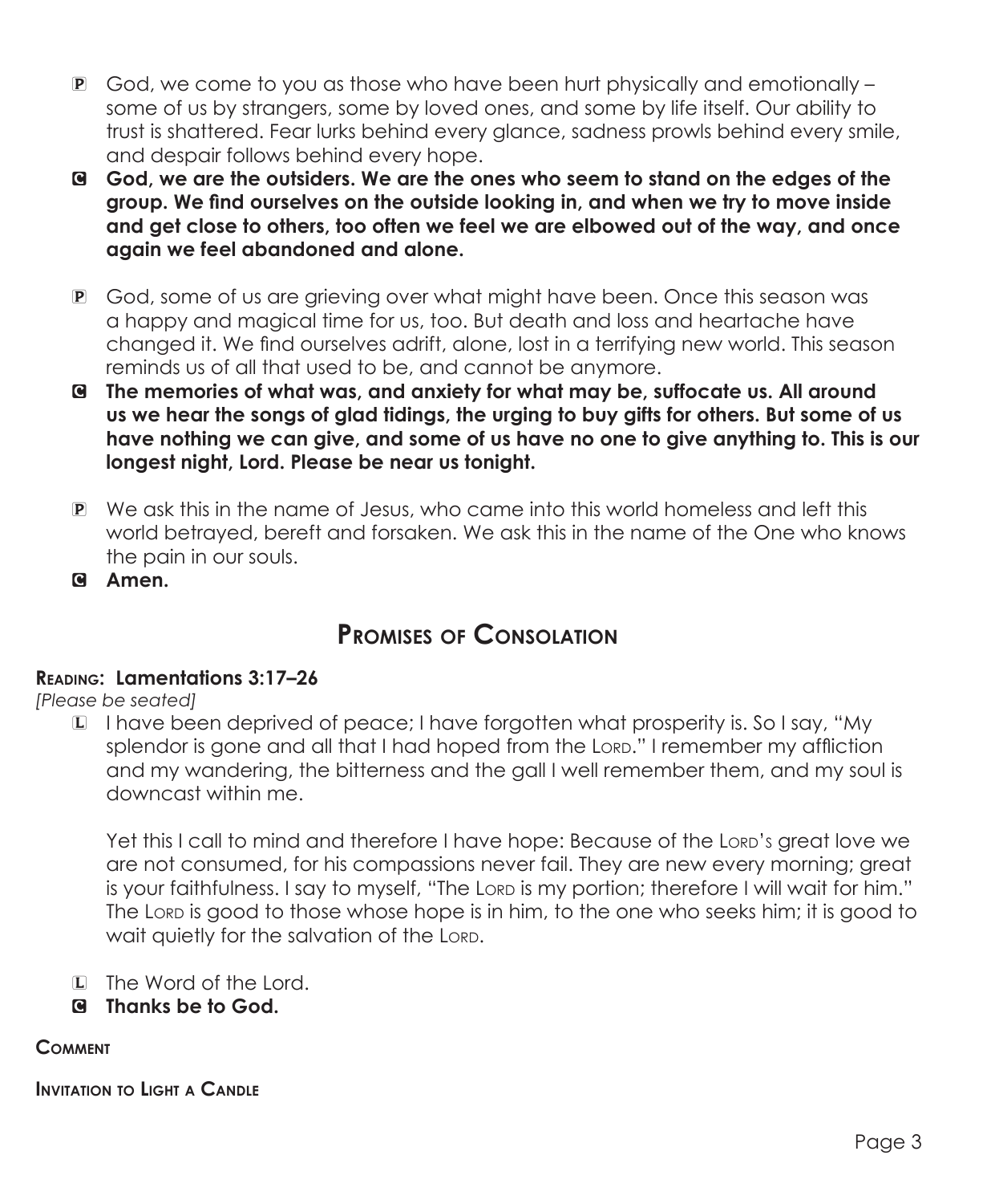P God, we come to you as those who have been hurt physically and emotionally – some of us by strangers, some by loved ones, and some by life itself. Our ability to trust is shattered. Fear lurks behind every glance, sadness prowls behind every smile, and despair follows behind every hope.

C **God, we are the outsiders. We are the ones who seem to stand on the edges of the group. We find ourselves on the outside looking in, and when we try to move inside and get close to others, too often we feel we are elbowed out of the way, and once again we feel abandoned and alone.**

P God, some of us are grieving over what might have been. Once this season was a happy and magical time for us, too. But death and loss and heartache have changed it. We find ourselves adrift, alone, lost in a terrifying new world. This season reminds us of all that used to be, and cannot be anymore.

C **The memories of what was, and anxiety for what may be, suffocate us. All around us we hear the songs of glad tidings, the urging to buy gifts for others. But some of us have nothing we can give, and some of us have no one to give anything to. This is our longest night, Lord. Please be near us tonight.**

P We ask this in the name of Jesus, who came into this world homeless and left this world betrayed, bereft and forsaken. We ask this in the name of the One who knows the pain in our souls.

C **Amen.**

## Promises of Consolation

**Reading: Lamentations 3:17–26**

*[Please be seated]*

L I have been deprived of peace; I have forgotten what prosperity is. So I say, "My splendor is gone and all that I had hoped from the Lord." I remember my affliction and my wandering, the bitterness and the gall I well remember them, and my soul is downcast within me.

Yet this I call to mind and therefore I have hope: Because of the Lord's great love we are not consumed, for his compassions never fail. They are new every morning; great is your faithfulness. I say to myself, "The Lord is my portion; therefore I will wait for him." The Lord is good to those whose hope is in him, to the one who seeks him; it is good to wait quietly for the salvation of the Lord.

L The Word of the Lord.

C **Thanks be to God.**

**Comment**

**Invitation to Light a Candle**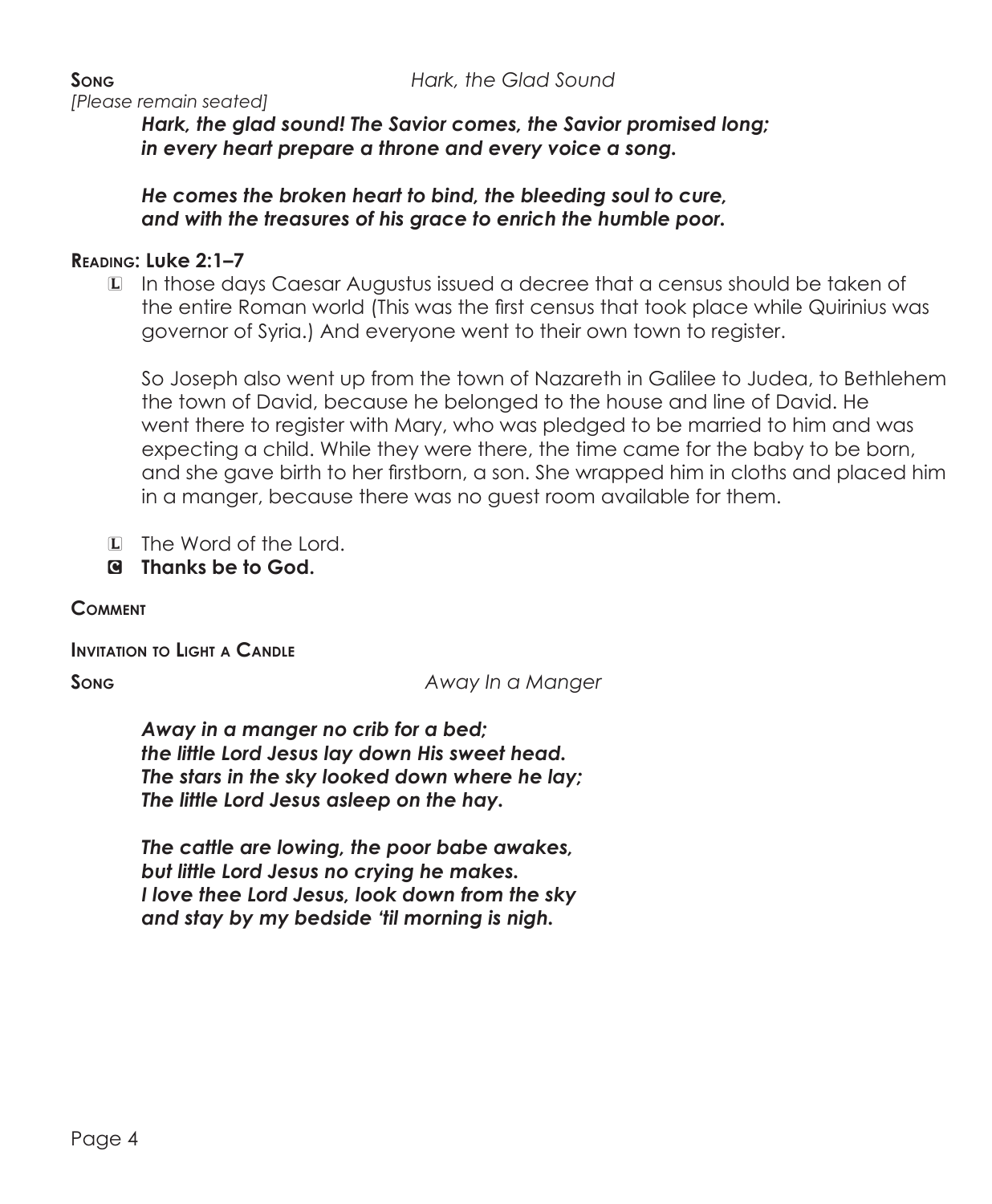**Song** *Hark, the Glad Sound*

*[Please remain seated]*

***Hark, the glad sound! The Savior comes, the Savior promised long;***
***in every heart prepare a throne and every voice a song.***

***He comes the broken heart to bind, the bleeding soul to cure,***
***and with the treasures of his grace to enrich the humble poor.***

**Reading: Luke 2:1–7**

L In those days Caesar Augustus issued a decree that a census should be taken of the entire Roman world (This was the first census that took place while Quirinius was governor of Syria.) And everyone went to their own town to register.

So Joseph also went up from the town of Nazareth in Galilee to Judea, to Bethlehem the town of David, because he belonged to the house and line of David. He went there to register with Mary, who was pledged to be married to him and was expecting a child. While they were there, the time came for the baby to be born, and she gave birth to her firstborn, a son. She wrapped him in cloths and placed him in a manger, because there was no guest room available for them.

L The Word of the Lord.

C **Thanks be to God.**

**Comment**

**Invitation to Light a Candle**

**Song** *Away In a Manger*

***Away in a manger no crib for a bed;***
***the little Lord Jesus lay down His sweet head.***
***The stars in the sky looked down where he lay;***
***The little Lord Jesus asleep on the hay.***

***The cattle are lowing, the poor babe awakes,***
***but little Lord Jesus no crying he makes.***
***I love thee Lord Jesus, look down from the sky***
***and stay by my bedside 'til morning is nigh.***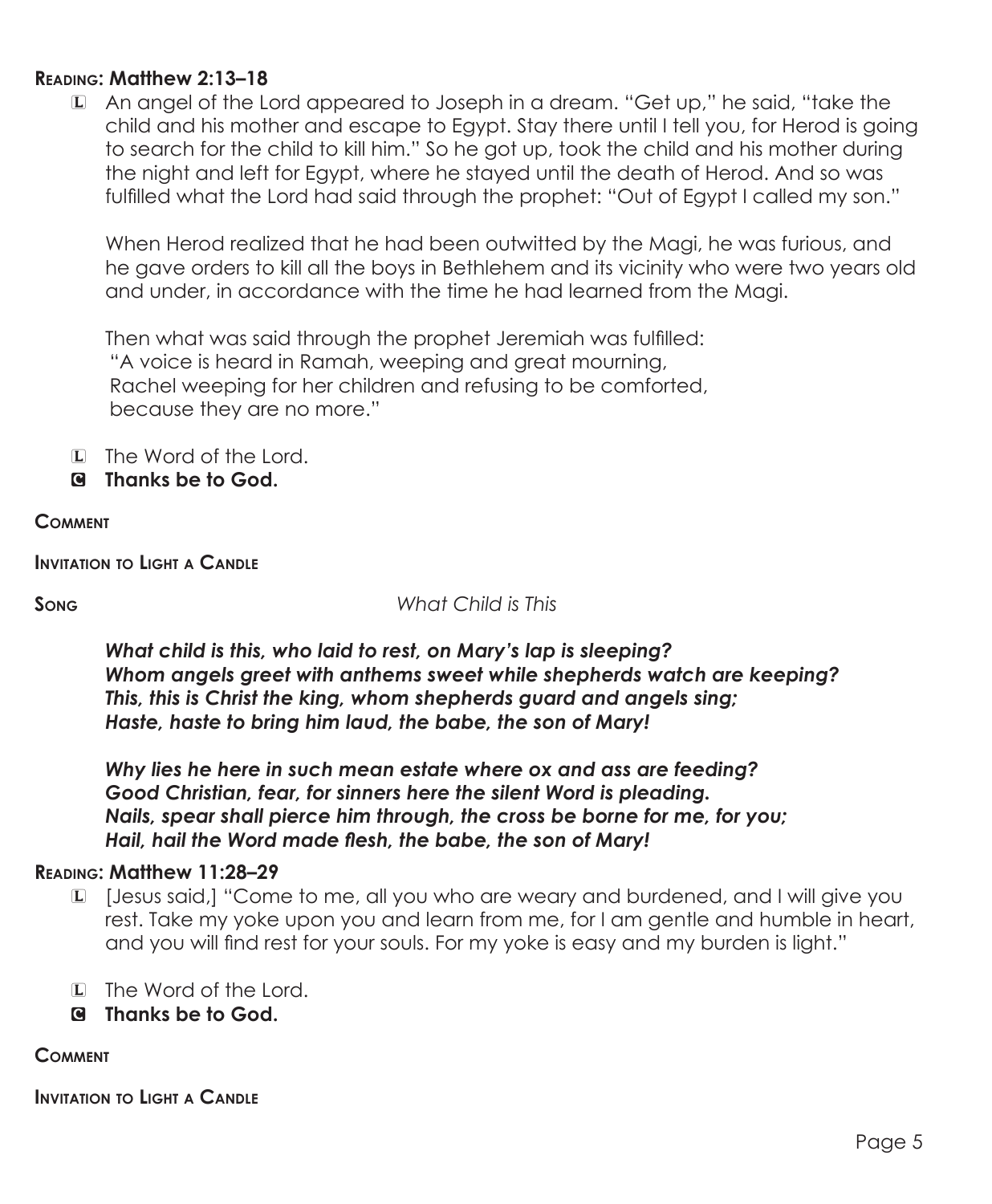**Reading: Matthew 2:13–18**

L An angel of the Lord appeared to Joseph in a dream. "Get up," he said, "take the child and his mother and escape to Egypt. Stay there until I tell you, for Herod is going to search for the child to kill him." So he got up, took the child and his mother during the night and left for Egypt, where he stayed until the death of Herod. And so was fulfilled what the Lord had said through the prophet: "Out of Egypt I called my son."

When Herod realized that he had been outwitted by the Magi, he was furious, and he gave orders to kill all the boys in Bethlehem and its vicinity who were two years old and under, in accordance with the time he had learned from the Magi.

Then what was said through the prophet Jeremiah was fulfilled:
"A voice is heard in Ramah, weeping and great mourning,
Rachel weeping for her children and refusing to be comforted,
because they are no more."

L The Word of the Lord.
**C Thanks be to God.**

**Comment**

**Invitation to Light a Candle**

**Song** *What Child is This*

***What child is this, who laid to rest, on Mary's lap is sleeping?***
***Whom angels greet with anthems sweet while shepherds watch are keeping?***
***This, this is Christ the king, whom shepherds guard and angels sing;***
***Haste, haste to bring him laud, the babe, the son of Mary!***

***Why lies he here in such mean estate where ox and ass are feeding?***
***Good Christian, fear, for sinners here the silent Word is pleading.***
***Nails, spear shall pierce him through, the cross be borne for me, for you;***
***Hail, hail the Word made flesh, the babe, the son of Mary!***

**Reading: Matthew 11:28–29**

L [Jesus said,] "Come to me, all you who are weary and burdened, and I will give you rest. Take my yoke upon you and learn from me, for I am gentle and humble in heart, and you will find rest for your souls. For my yoke is easy and my burden is light."

L The Word of the Lord.
**C Thanks be to God.**

**Comment**

**Invitation to Light a Candle**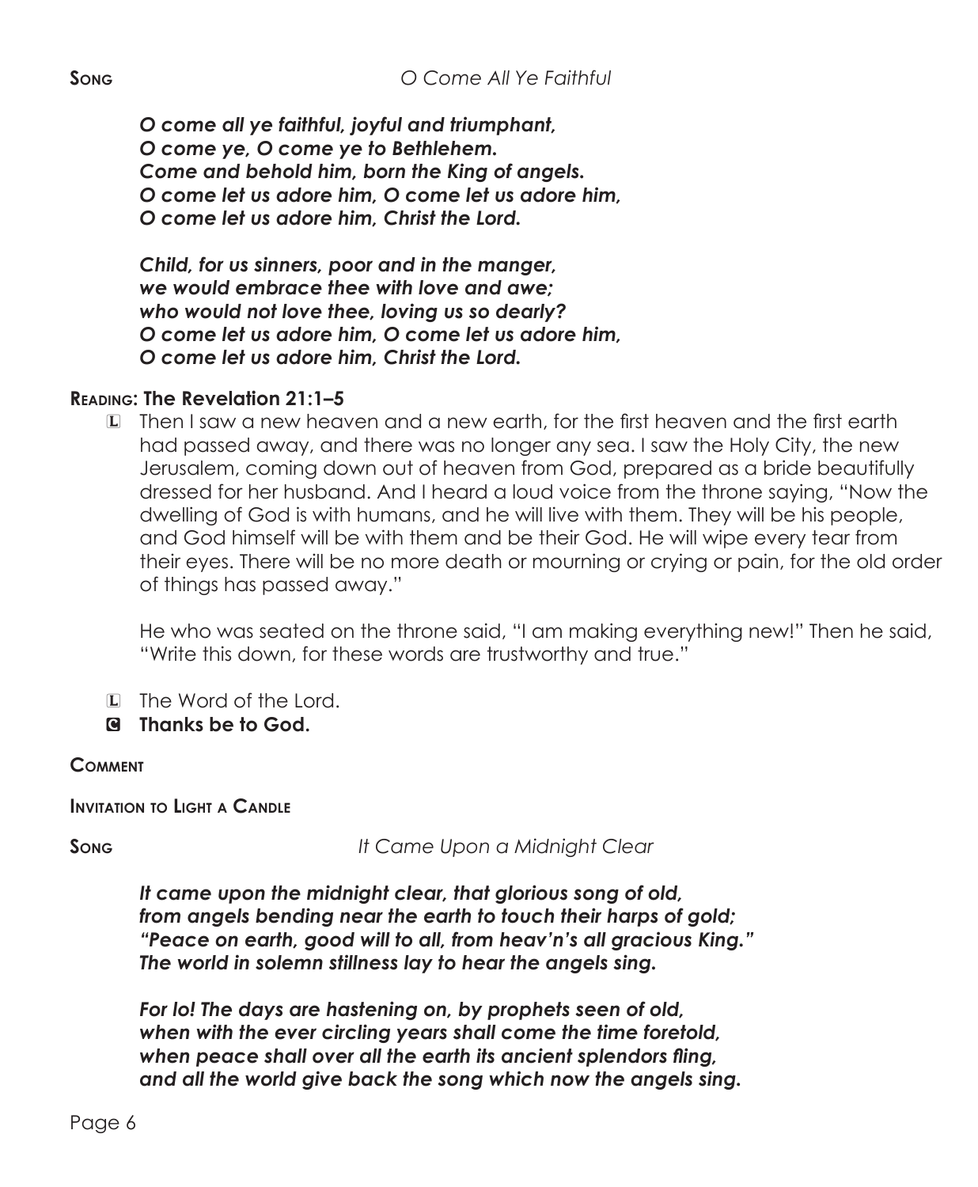**Song** *O Come All Ye Faithful*

***O come all ye faithful, joyful and triumphant,***
***O come ye, O come ye to Bethlehem.***
***Come and behold him, born the King of angels.***
***O come let us adore him, O come let us adore him,***
***O come let us adore him, Christ the Lord.***

***Child, for us sinners, poor and in the manger,***
***we would embrace thee with love and awe;***
***who would not love thee, loving us so dearly?***
***O come let us adore him, O come let us adore him,***
***O come let us adore him, Christ the Lord.***

**Reading: The Revelation 21:1–5**

L Then I saw a new heaven and a new earth, for the first heaven and the first earth had passed away, and there was no longer any sea. I saw the Holy City, the new Jerusalem, coming down out of heaven from God, prepared as a bride beautifully dressed for her husband. And I heard a loud voice from the throne saying, "Now the dwelling of God is with humans, and he will live with them. They will be his people, and God himself will be with them and be their God. He will wipe every tear from their eyes. There will be no more death or mourning or crying or pain, for the old order of things has passed away."

He who was seated on the throne said, "I am making everything new!" Then he said, "Write this down, for these words are trustworthy and true."

L The Word of the Lord.
C **Thanks be to God.**

**Comment**

**Invitation to Light a Candle**

**Song** *It Came Upon a Midnight Clear*

***It came upon the midnight clear, that glorious song of old,***
***from angels bending near the earth to touch their harps of gold;***
***"Peace on earth, good will to all, from heav'n's all gracious King."***
***The world in solemn stillness lay to hear the angels sing.***

***For lo! The days are hastening on, by prophets seen of old,***
***when with the ever circling years shall come the time foretold,***
***when peace shall over all the earth its ancient splendors fling,***
***and all the world give back the song which now the angels sing.***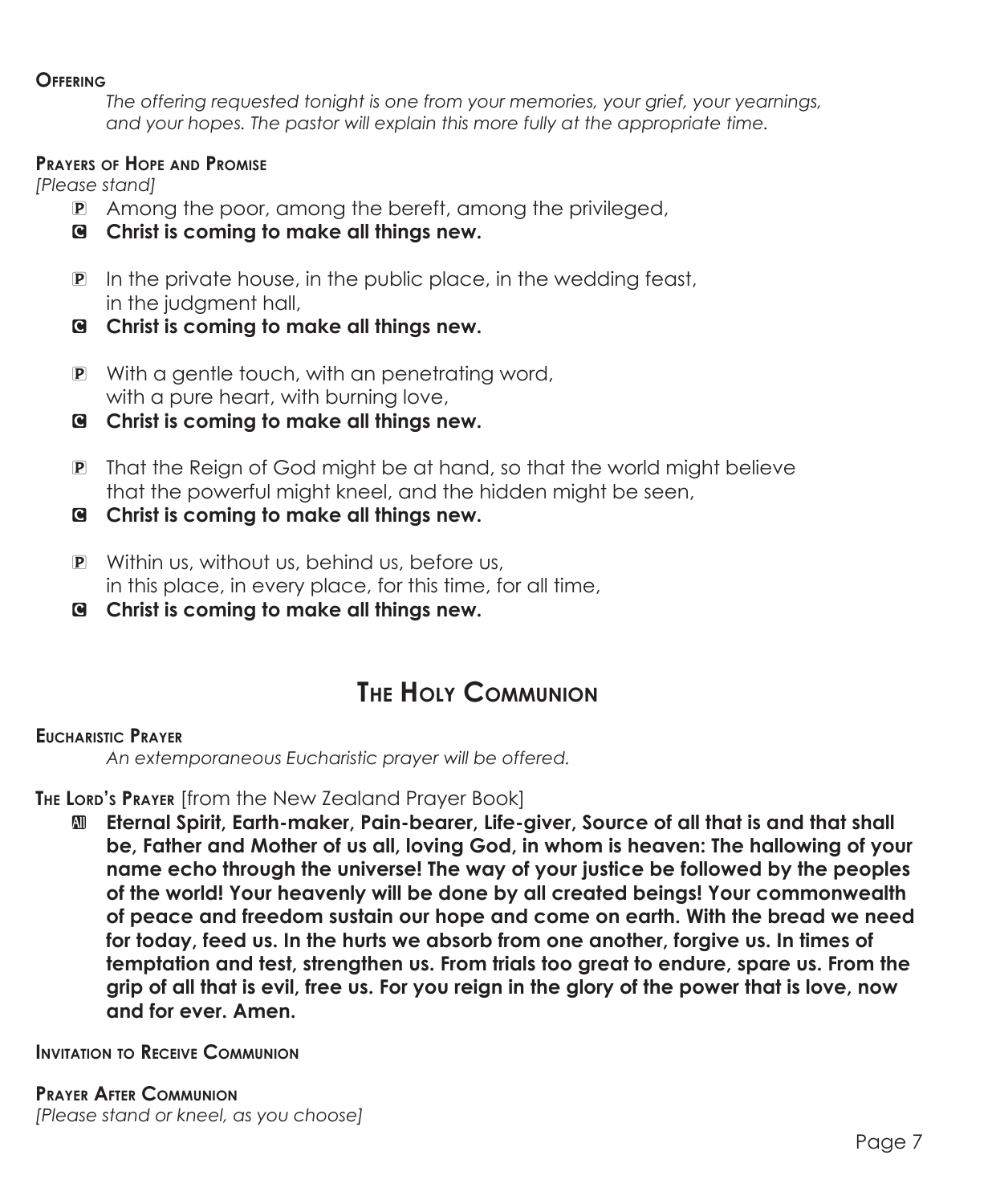**Offering**

*The offering requested tonight is one from your memories, your grief, your yearnings, and your hopes. The pastor will explain this more fully at the appropriate time.*

**Prayers of Hope and Promise**

*[Please stand]*

P Among the poor, among the bereft, among the privileged,

**C Christ is coming to make all things new.**

P In the private house, in the public place, in the wedding feast, in the judgment hall,

**C Christ is coming to make all things new.**

P With a gentle touch, with an penetrating word, with a pure heart, with burning love,

**C Christ is coming to make all things new.**

P That the Reign of God might be at hand, so that the world might believe that the powerful might kneel, and the hidden might be seen,

**C Christ is coming to make all things new.**

P Within us, without us, behind us, before us, in this place, in every place, for this time, for all time,

**C Christ is coming to make all things new.**

# The Holy Communion

**Eucharistic Prayer**

*An extemporaneous Eucharistic prayer will be offered.*

**The Lord's Prayer** [from the New Zealand Prayer Book]

**All Eternal Spirit, Earth-maker, Pain-bearer, Life-giver, Source of all that is and that shall be, Father and Mother of us all, loving God, in whom is heaven: The hallowing of your name echo through the universe! The way of your justice be followed by the peoples of the world! Your heavenly will be done by all created beings! Your commonwealth of peace and freedom sustain our hope and come on earth. With the bread we need for today, feed us. In the hurts we absorb from one another, forgive us. In times of temptation and test, strengthen us. From trials too great to endure, spare us. From the grip of all that is evil, free us. For you reign in the glory of the power that is love, now and for ever. Amen.**

**Invitation to Receive Communion**

**Prayer After Communion**

*[Please stand or kneel, as you choose]*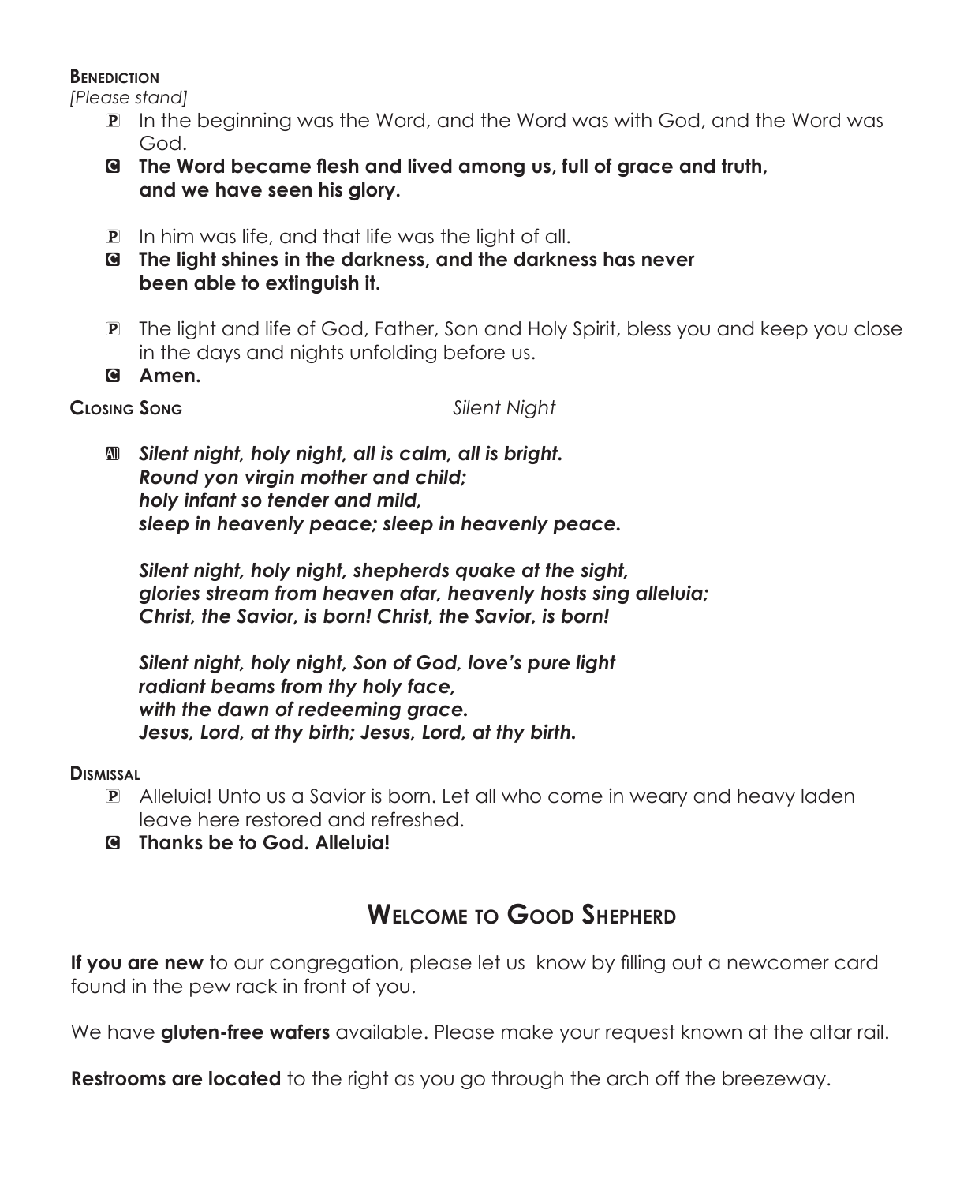**Benediction**

*[Please stand]*

P In the beginning was the Word, and the Word was with God, and the Word was God.

C **The Word became flesh and lived among us, full of grace and truth, and we have seen his glory.**

P In him was life, and that life was the light of all.

C **The light shines in the darkness, and the darkness has never been able to extinguish it.**

P The light and life of God, Father, Son and Holy Spirit, bless you and keep you close in the days and nights unfolding before us.

C **Amen.**

**Closing Song** *Silent Night*

All ***Silent night, holy night, all is calm, all is bright.***
***Round yon virgin mother and child;***
***holy infant so tender and mild,***
***sleep in heavenly peace; sleep in heavenly peace.***

***Silent night, holy night, shepherds quake at the sight,***
***glories stream from heaven afar, heavenly hosts sing alleluia;***
***Christ, the Savior, is born! Christ, the Savior, is born!***

***Silent night, holy night, Son of God, love's pure light***
***radiant beams from thy holy face,***
***with the dawn of redeeming grace.***
***Jesus, Lord, at thy birth; Jesus, Lord, at thy birth.***

**Dismissal**

P Alleluia! Unto us a Savior is born. Let all who come in weary and heavy laden leave here restored and refreshed.

C **Thanks be to God. Alleluia!**

## Welcome to Good Shepherd

**If you are new** to our congregation, please let us know by filling out a newcomer card found in the pew rack in front of you.

We have **gluten-free wafers** available. Please make your request known at the altar rail.

**Restrooms are located** to the right as you go through the arch off the breezeway.